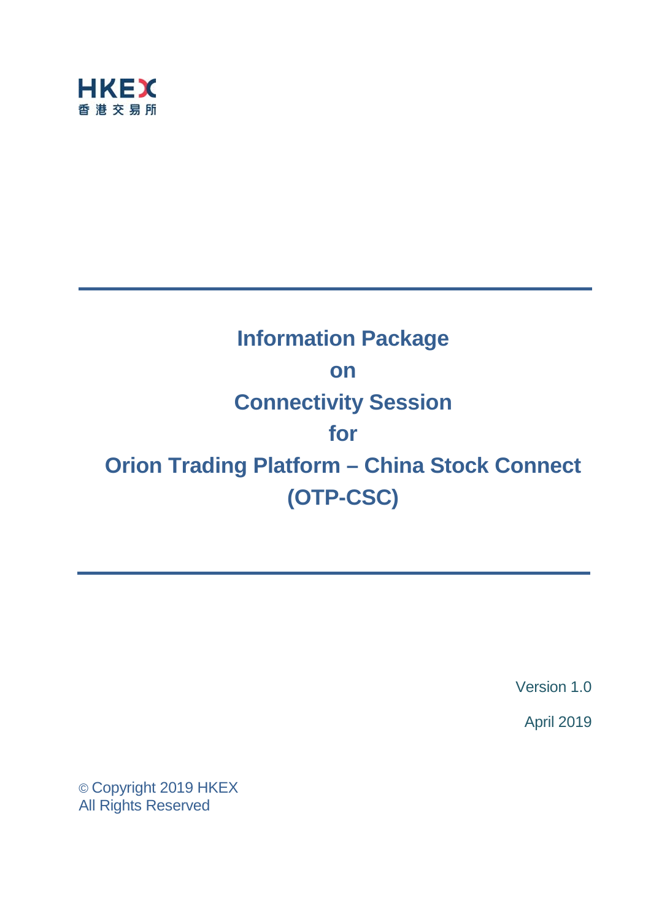HKEX
香港交易所

# Information Package on Connectivity Session for Orion Trading Platform – China Stock Connect (OTP-CSC)

Version 1.0

April 2019

© Copyright 2019 HKEX
All Rights Reserved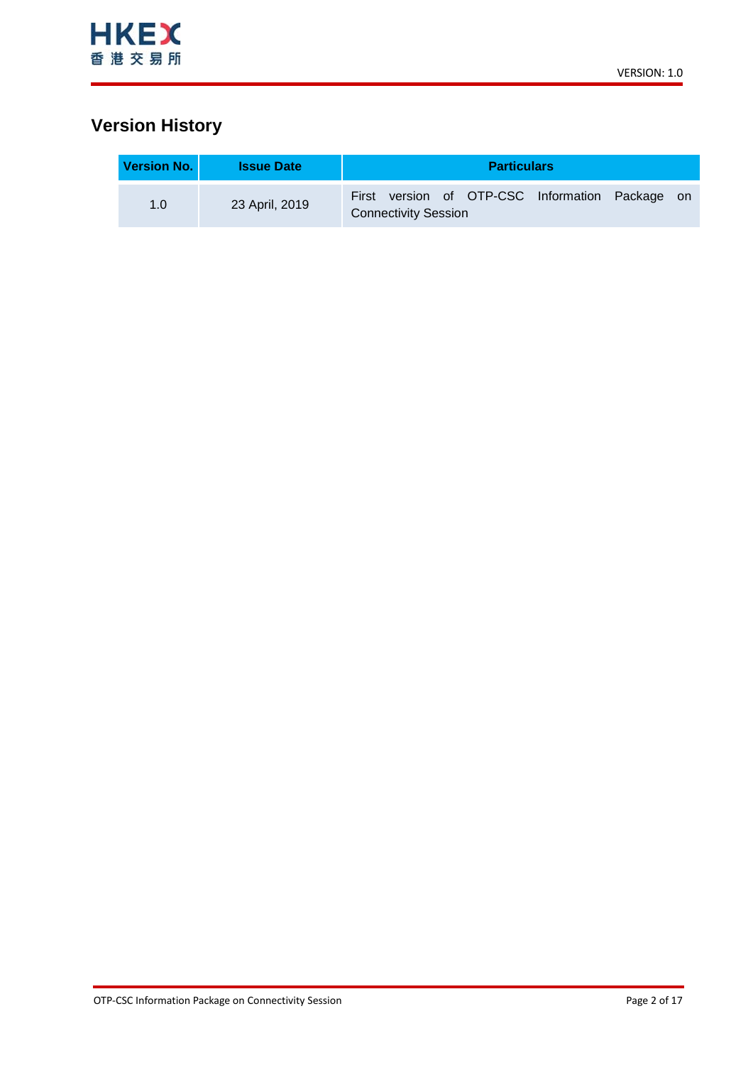## Version History

| Version No. | Issue Date | Particulars |
|---|---|---|
| 1.0 | 23 April, 2019 | First version of OTP-CSC Information Package on Connectivity Session |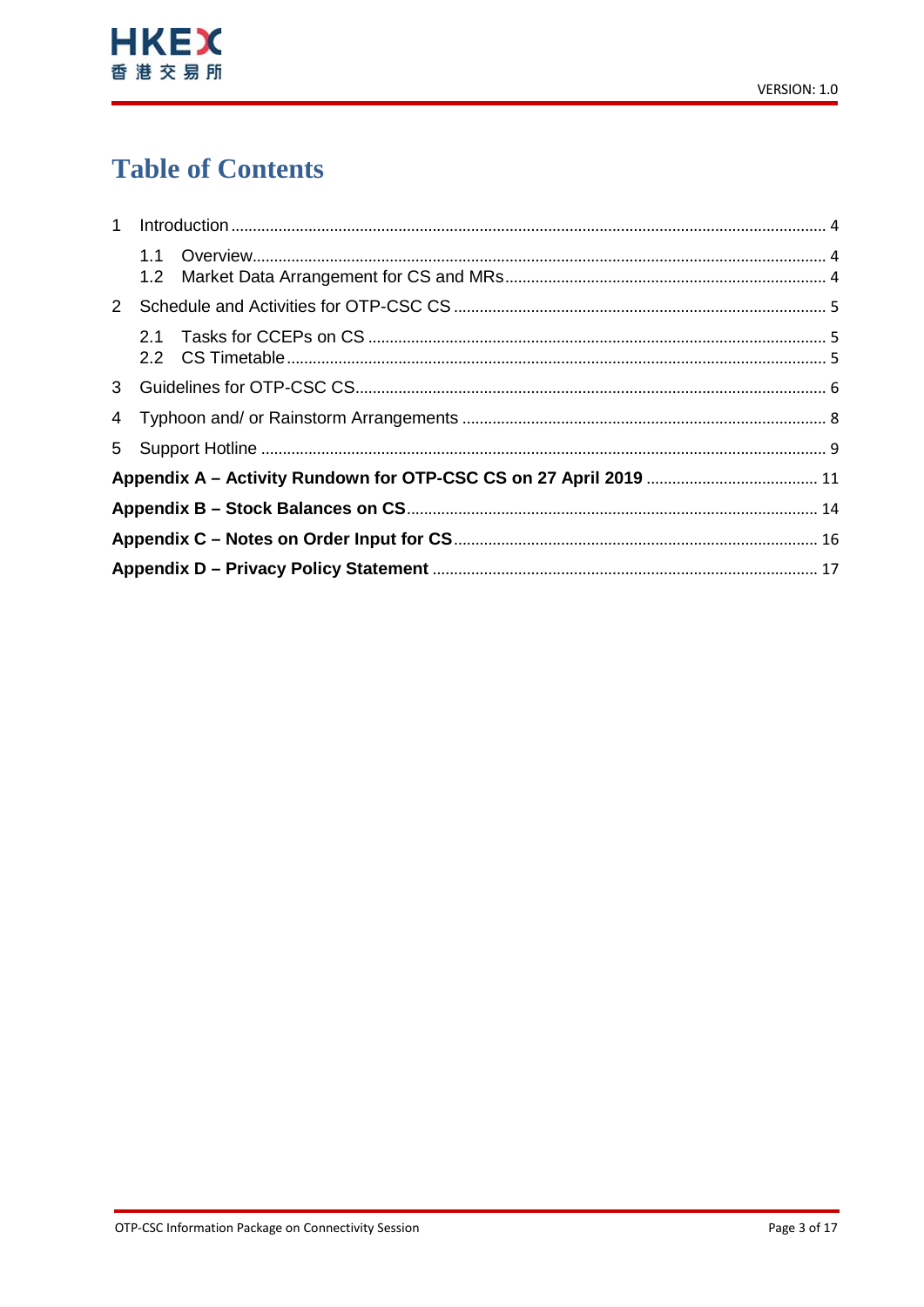# Table of Contents

1 Introduction ........ 4
  - 1.1 Overview ........ 4
  - 1.2 Market Data Arrangement for CS and MRs ........ 4

2 Schedule and Activities for OTP-CSC CS ........ 5
  - 2.1 Tasks for CCEPs on CS ........ 5
  - 2.2 CS Timetable ........ 5

3 Guidelines for OTP-CSC CS ........ 6

4 Typhoon and/ or Rainstorm Arrangements ........ 8

5 Support Hotline ........ 9

**Appendix A – Activity Rundown for OTP-CSC CS on 27 April 2019** ........ 11

**Appendix B – Stock Balances on CS** ........ 14

**Appendix C – Notes on Order Input for CS** ........ 16

**Appendix D – Privacy Policy Statement** ........ 17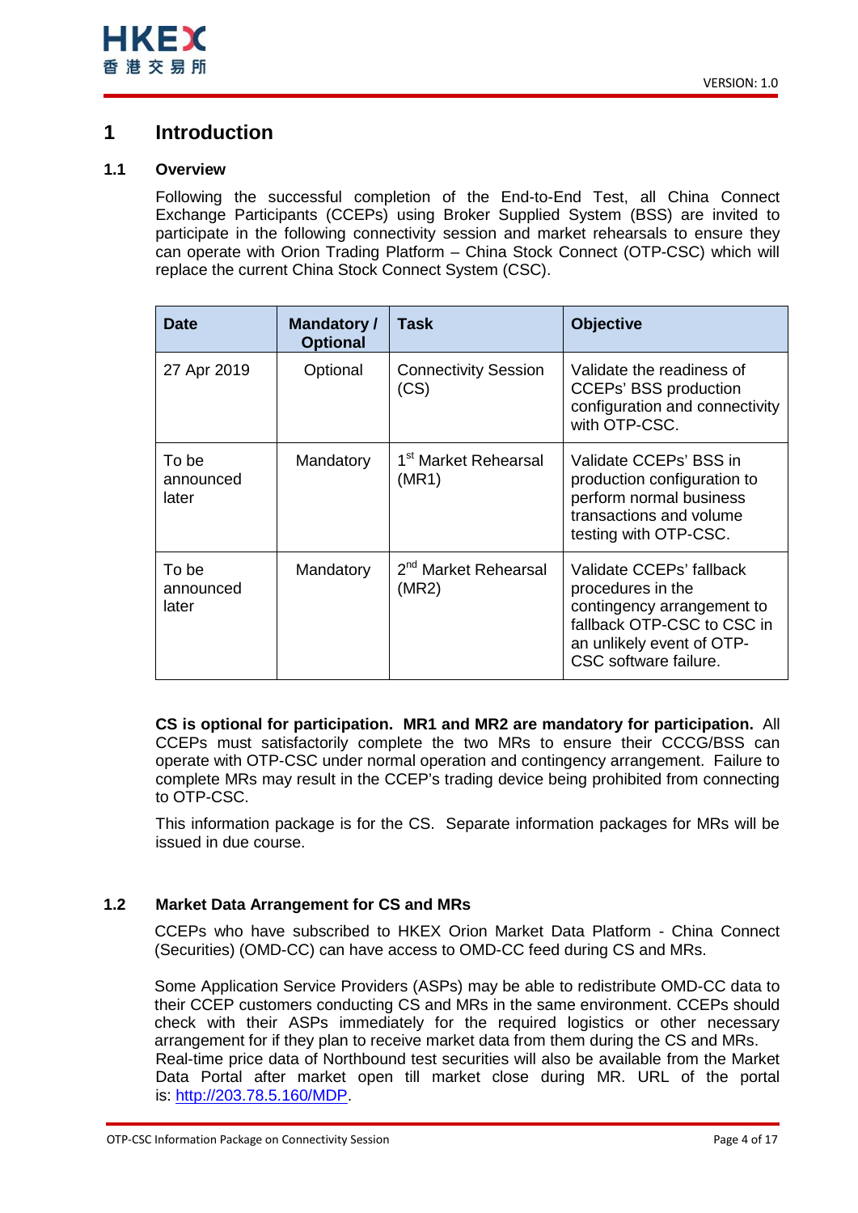# 1 Introduction

## 1.1 Overview

Following the successful completion of the End-to-End Test, all China Connect Exchange Participants (CCEPs) using Broker Supplied System (BSS) are invited to participate in the following connectivity session and market rehearsals to ensure they can operate with Orion Trading Platform – China Stock Connect (OTP-CSC) which will replace the current China Stock Connect System (CSC).

| Date | Mandatory / Optional | Task | Objective |
|---|---|---|---|
| 27 Apr 2019 | Optional | Connectivity Session (CS) | Validate the readiness of CCEPs' BSS production configuration and connectivity with OTP-CSC. |
| To be announced later | Mandatory | 1st Market Rehearsal (MR1) | Validate CCEPs' BSS in production configuration to perform normal business transactions and volume testing with OTP-CSC. |
| To be announced later | Mandatory | 2nd Market Rehearsal (MR2) | Validate CCEPs' fallback procedures in the contingency arrangement to fallback OTP-CSC to CSC in an unlikely event of OTP-CSC software failure. |

**CS is optional for participation. MR1 and MR2 are mandatory for participation.** All CCEPs must satisfactorily complete the two MRs to ensure their CCCG/BSS can operate with OTP-CSC under normal operation and contingency arrangement. Failure to complete MRs may result in the CCEP's trading device being prohibited from connecting to OTP-CSC.

This information package is for the CS. Separate information packages for MRs will be issued in due course.

## 1.2 Market Data Arrangement for CS and MRs

CCEPs who have subscribed to HKEX Orion Market Data Platform - China Connect (Securities) (OMD-CC) can have access to OMD-CC feed during CS and MRs.

Some Application Service Providers (ASPs) may be able to redistribute OMD-CC data to their CCEP customers conducting CS and MRs in the same environment. CCEPs should check with their ASPs immediately for the required logistics or other necessary arrangement for if they plan to receive market data from them during the CS and MRs. Real-time price data of Northbound test securities will also be available from the Market Data Portal after market open till market close during MR. URL of the portal is: http://203.78.5.160/MDP.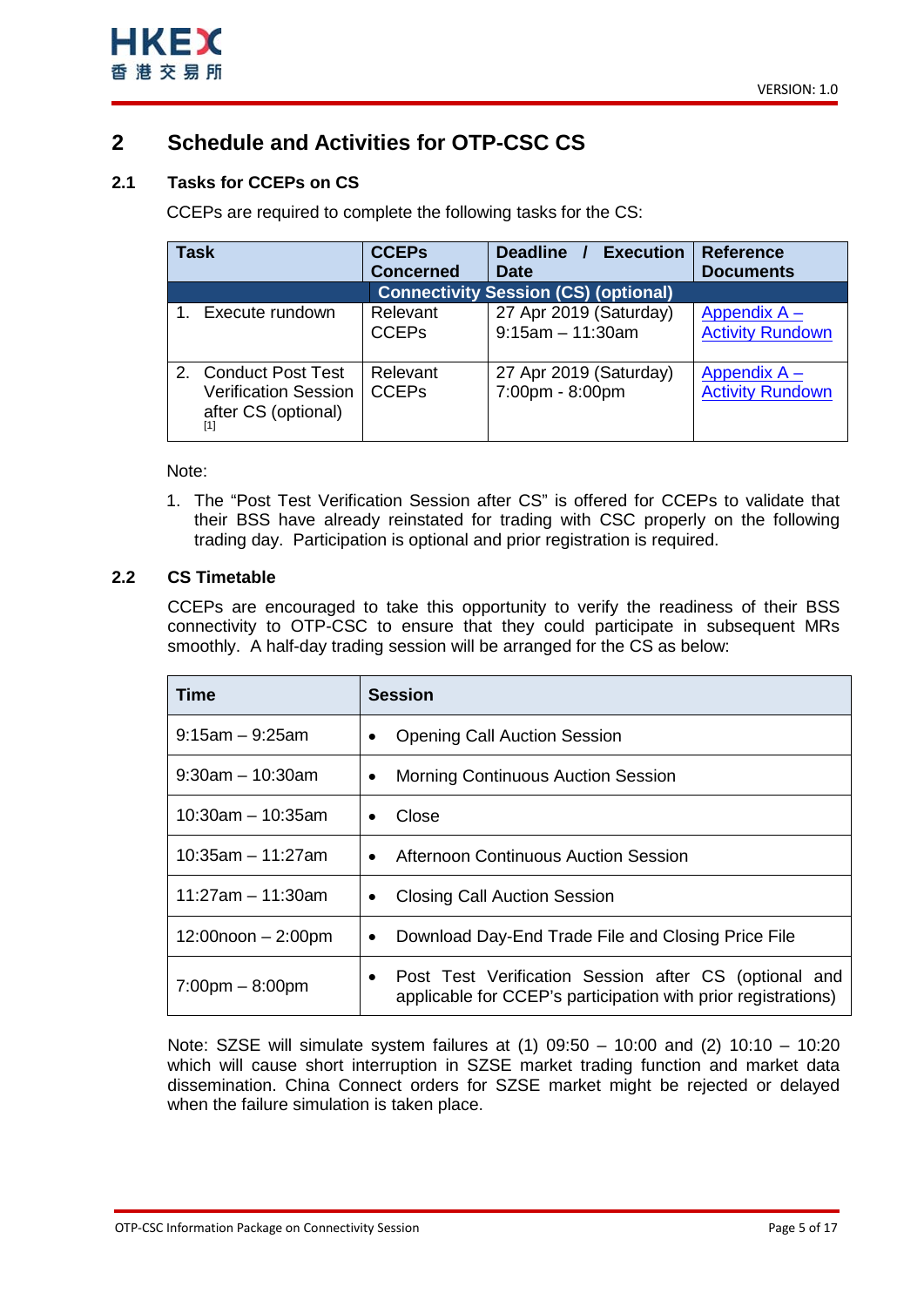## 2 Schedule and Activities for OTP-CSC CS

### 2.1 Tasks for CCEPs on CS

CCEPs are required to complete the following tasks for the CS:

| Task | CCEPs Concerned | Deadline / Execution Date | Reference Documents |
|---|---|---|---|
| **Connectivity Session (CS) (optional)** | | | |
| 1. Execute rundown | Relevant CCEPs | 27 Apr 2019 (Saturday) 9:15am – 11:30am | Appendix A – Activity Rundown |
| 2. Conduct Post Test Verification Session after CS (optional) [1] | Relevant CCEPs | 27 Apr 2019 (Saturday) 7:00pm - 8:00pm | Appendix A – Activity Rundown |

Note:

1. The "Post Test Verification Session after CS" is offered for CCEPs to validate that their BSS have already reinstated for trading with CSC properly on the following trading day. Participation is optional and prior registration is required.

### 2.2 CS Timetable

CCEPs are encouraged to take this opportunity to verify the readiness of their BSS connectivity to OTP-CSC to ensure that they could participate in subsequent MRs smoothly. A half-day trading session will be arranged for the CS as below:

| Time | Session |
|---|---|
| 9:15am – 9:25am | • Opening Call Auction Session |
| 9:30am – 10:30am | • Morning Continuous Auction Session |
| 10:30am – 10:35am | • Close |
| 10:35am – 11:27am | • Afternoon Continuous Auction Session |
| 11:27am – 11:30am | • Closing Call Auction Session |
| 12:00noon – 2:00pm | • Download Day-End Trade File and Closing Price File |
| 7:00pm – 8:00pm | • Post Test Verification Session after CS (optional and applicable for CCEP's participation with prior registrations) |

Note: SZSE will simulate system failures at (1) 09:50 – 10:00 and (2) 10:10 – 10:20 which will cause short interruption in SZSE market trading function and market data dissemination. China Connect orders for SZSE market might be rejected or delayed when the failure simulation is taken place.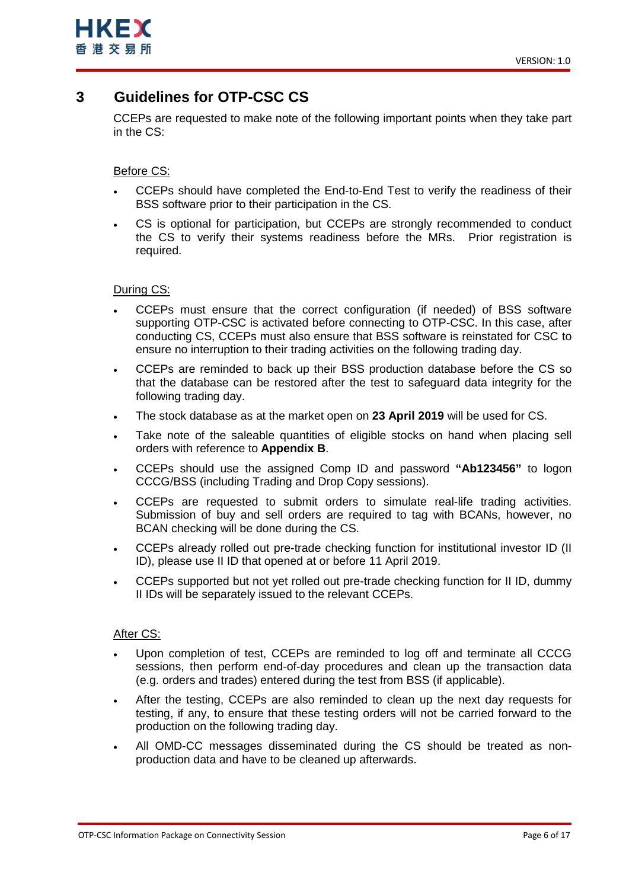# 3 Guidelines for OTP-CSC CS

CCEPs are requested to make note of the following important points when they take part in the CS:

Before CS:

- CCEPs should have completed the End-to-End Test to verify the readiness of their BSS software prior to their participation in the CS.
- CS is optional for participation, but CCEPs are strongly recommended to conduct the CS to verify their systems readiness before the MRs. Prior registration is required.

During CS:

- CCEPs must ensure that the correct configuration (if needed) of BSS software supporting OTP-CSC is activated before connecting to OTP-CSC. In this case, after conducting CS, CCEPs must also ensure that BSS software is reinstated for CSC to ensure no interruption to their trading activities on the following trading day.
- CCEPs are reminded to back up their BSS production database before the CS so that the database can be restored after the test to safeguard data integrity for the following trading day.
- The stock database as at the market open on **23 April 2019** will be used for CS.
- Take note of the saleable quantities of eligible stocks on hand when placing sell orders with reference to **Appendix B**.
- CCEPs should use the assigned Comp ID and password **"Ab123456"** to logon CCCG/BSS (including Trading and Drop Copy sessions).
- CCEPs are requested to submit orders to simulate real-life trading activities. Submission of buy and sell orders are required to tag with BCANs, however, no BCAN checking will be done during the CS.
- CCEPs already rolled out pre-trade checking function for institutional investor ID (II ID), please use II ID that opened at or before 11 April 2019.
- CCEPs supported but not yet rolled out pre-trade checking function for II ID, dummy II IDs will be separately issued to the relevant CCEPs.

After CS:

- Upon completion of test, CCEPs are reminded to log off and terminate all CCCG sessions, then perform end-of-day procedures and clean up the transaction data (e.g. orders and trades) entered during the test from BSS (if applicable).
- After the testing, CCEPs are also reminded to clean up the next day requests for testing, if any, to ensure that these testing orders will not be carried forward to the production on the following trading day.
- All OMD-CC messages disseminated during the CS should be treated as non-production data and have to be cleaned up afterwards.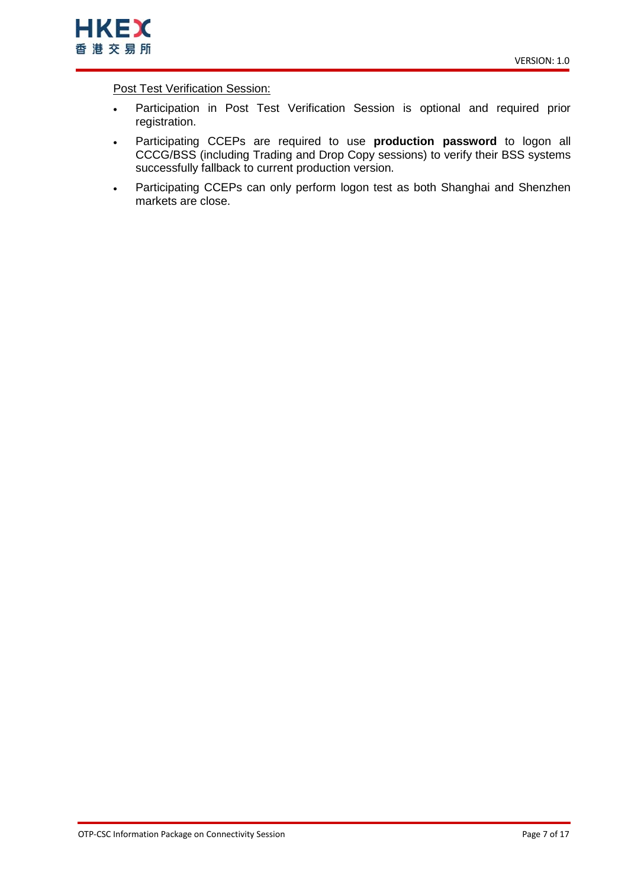<u>Post Test Verification Session:</u>

- Participation in Post Test Verification Session is optional and required prior registration.
- Participating CCEPs are required to use **production password** to logon all CCCG/BSS (including Trading and Drop Copy sessions) to verify their BSS systems successfully fallback to current production version.
- Participating CCEPs can only perform logon test as both Shanghai and Shenzhen markets are close.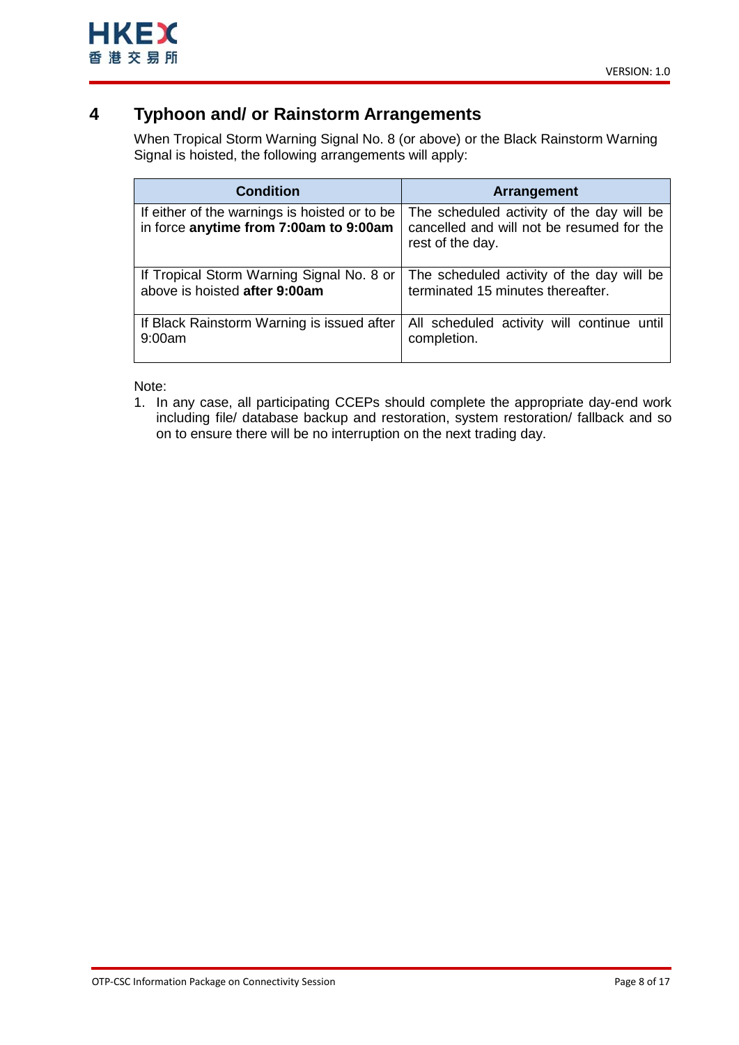# 4 Typhoon and/ or Rainstorm Arrangements

When Tropical Storm Warning Signal No. 8 (or above) or the Black Rainstorm Warning Signal is hoisted, the following arrangements will apply:

| Condition | Arrangement |
|---|---|
| If either of the warnings is hoisted or to be in force **anytime from 7:00am to 9:00am** | The scheduled activity of the day will be cancelled and will not be resumed for the rest of the day. |
| If Tropical Storm Warning Signal No. 8 or above is hoisted **after 9:00am** | The scheduled activity of the day will be terminated 15 minutes thereafter. |
| If Black Rainstorm Warning is issued after 9:00am | All scheduled activity will continue until completion. |

Note:

1. In any case, all participating CCEPs should complete the appropriate day-end work including file/ database backup and restoration, system restoration/ fallback and so on to ensure there will be no interruption on the next trading day.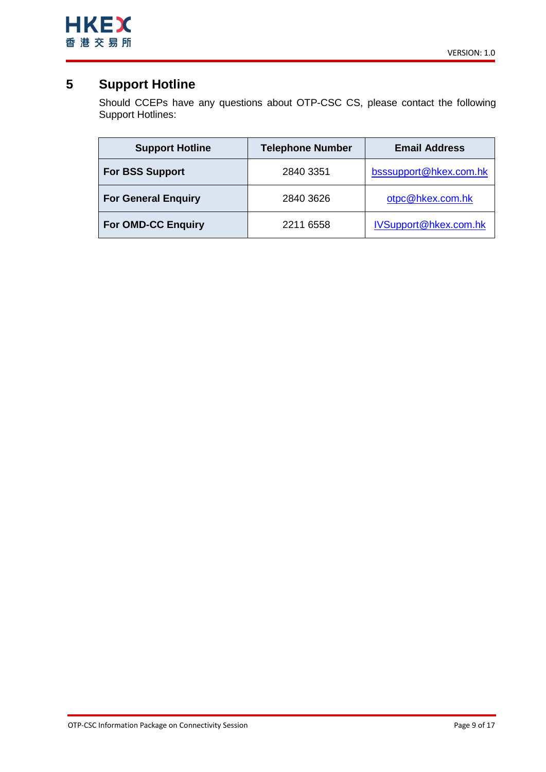# 5 Support Hotline

Should CCEPs have any questions about OTP-CSC CS, please contact the following Support Hotlines:

| Support Hotline | Telephone Number | Email Address |
|---|---|---|
| **For BSS Support** | 2840 3351 | bsssupport@hkex.com.hk |
| **For General Enquiry** | 2840 3626 | otpc@hkex.com.hk |
| **For OMD-CC Enquiry** | 2211 6558 | IVSupport@hkex.com.hk |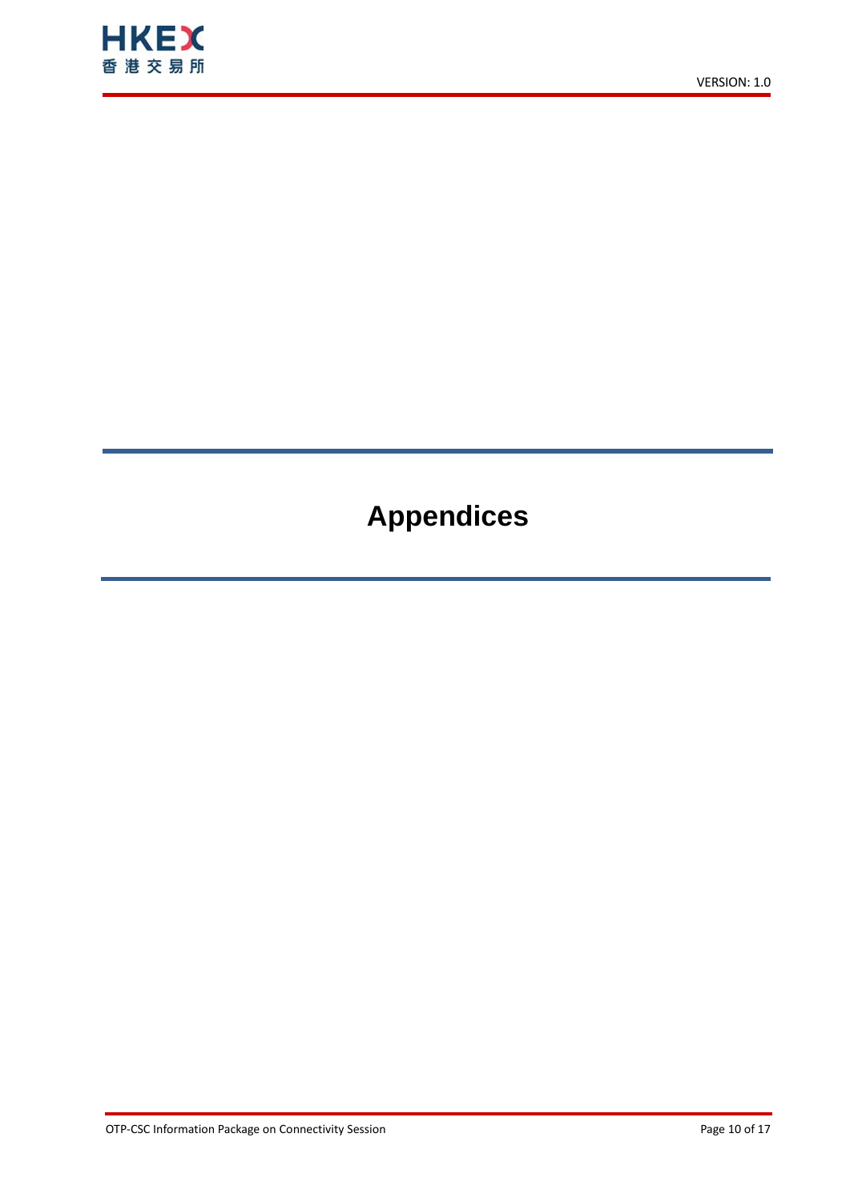# Appendices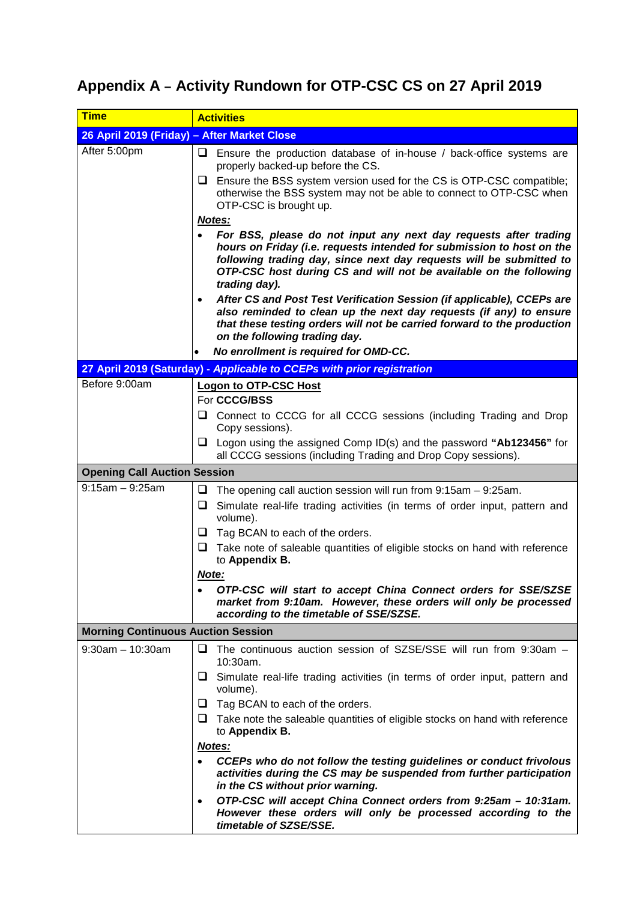## Appendix A – Activity Rundown for OTP-CSC CS on 27 April 2019

| Time | Activities |
|---|---|
| **26 April 2019 (Friday) – After Market Close** | |
| After 5:00pm | ❑ Ensure the production database of in-house / back-office systems are properly backed-up before the CS.<br>❑ Ensure the BSS system version used for the CS is OTP-CSC compatible; otherwise the BSS system may not be able to connect to OTP-CSC when OTP-CSC is brought up.<br>***Notes:***<br>• ***For BSS, please do not input any next day requests after trading hours on Friday (i.e. requests intended for submission to host on the following trading day, since next day requests will be submitted to OTP-CSC host during CS and will not be available on the following trading day).***<br>• ***After CS and Post Test Verification Session (if applicable), CCEPs are also reminded to clean up the next day requests (if any) to ensure that these testing orders will not be carried forward to the production on the following trading day.***<br>• ***No enrollment is required for OMD-CC.*** |
| **27 April 2019 (Saturday) - *Applicable to CCEPs with prior registration*** | |
| Before 9:00am | **Logon to OTP-CSC Host**<br>For **CCCG/BSS**<br>❑ Connect to CCCG for all CCCG sessions (including Trading and Drop Copy sessions).<br>❑ Logon using the assigned Comp ID(s) and the password **"Ab123456"** for all CCCG sessions (including Trading and Drop Copy sessions). |
| **Opening Call Auction Session** | |
| 9:15am – 9:25am | ❑ The opening call auction session will run from 9:15am – 9:25am.<br>❑ Simulate real-life trading activities (in terms of order input, pattern and volume).<br>❑ Tag BCAN to each of the orders.<br>❑ Take note of saleable quantities of eligible stocks on hand with reference to **Appendix B.**<br>***Note:***<br>• ***OTP-CSC will start to accept China Connect orders for SSE/SZSE market from 9:10am. However, these orders will only be processed according to the timetable of SSE/SZSE.*** |
| **Morning Continuous Auction Session** | |
| 9:30am – 10:30am | ❑ The continuous auction session of SZSE/SSE will run from 9:30am – 10:30am.<br>❑ Simulate real-life trading activities (in terms of order input, pattern and volume).<br>❑ Tag BCAN to each of the orders.<br>❑ Take note the saleable quantities of eligible stocks on hand with reference to **Appendix B.**<br>***Notes:***<br>• ***CCEPs who do not follow the testing guidelines or conduct frivolous activities during the CS may be suspended from further participation in the CS without prior warning.***<br>• ***OTP-CSC will accept China Connect orders from 9:25am – 10:31am. However these orders will only be processed according to the timetable of SZSE/SSE.*** |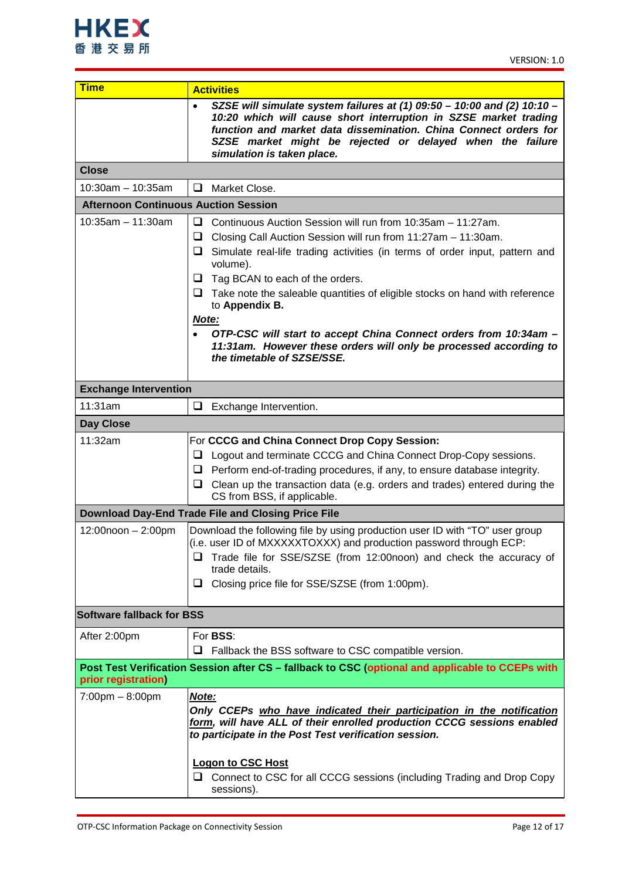| Time | Activities |
|---|---|
| | • ***SZSE will simulate system failures at (1) 09:50 – 10:00 and (2) 10:10 – 10:20 which will cause short interruption in SZSE market trading function and market data dissemination. China Connect orders for SZSE market might be rejected or delayed when the failure simulation is taken place.*** |
| **Close** | |
| 10:30am – 10:35am | ❑ Market Close. |
| **Afternoon Continuous Auction Session** | |
| 10:35am – 11:30am | ❑ Continuous Auction Session will run from 10:35am – 11:27am.<br>❑ Closing Call Auction Session will run from 11:27am – 11:30am.<br>❑ Simulate real-life trading activities (in terms of order input, pattern and volume).<br>❑ Tag BCAN to each of the orders.<br>❑ Take note the saleable quantities of eligible stocks on hand with reference to **Appendix B.**<br>***<u>Note:</u>***<br>• ***OTP-CSC will start to accept China Connect orders from 10:34am – 11:31am. However these orders will only be processed according to the timetable of SZSE/SSE.*** |
| **Exchange Intervention** | |
| 11:31am | ❑ Exchange Intervention. |
| **Day Close** | |
| 11:32am | For **CCCG and China Connect Drop Copy Session:**<br>❑ Logout and terminate CCCG and China Connect Drop-Copy sessions.<br>❑ Perform end-of-trading procedures, if any, to ensure database integrity.<br>❑ Clean up the transaction data (e.g. orders and trades) entered during the CS from BSS, if applicable. |
| **Download Day-End Trade File and Closing Price File** | |
| 12:00noon – 2:00pm | Download the following file by using production user ID with "TO" user group (i.e. user ID of MXXXXXTOXXX) and production password through ECP:<br>❑ Trade file for SSE/SZSE (from 12:00noon) and check the accuracy of trade details.<br>❑ Closing price file for SSE/SZSE (from 1:00pm). |
| **Software fallback for BSS** | |
| After 2:00pm | For **BSS**:<br>❑ Fallback the BSS software to CSC compatible version. |
| **Post Test Verification Session after CS – fallback to CSC (optional and applicable to CCEPs with prior registration)** | |
| 7:00pm – 8:00pm | ***<u>Note:</u>***<br>***Only CCEPs <u>who have indicated their participation in the notification form</u>, will have ALL of their enrolled production CCCG sessions enabled to participate in the Post Test verification session.***<br><br>**<u>Logon to CSC Host</u>**<br>❑ Connect to CSC for all CCCG sessions (including Trading and Drop Copy sessions). |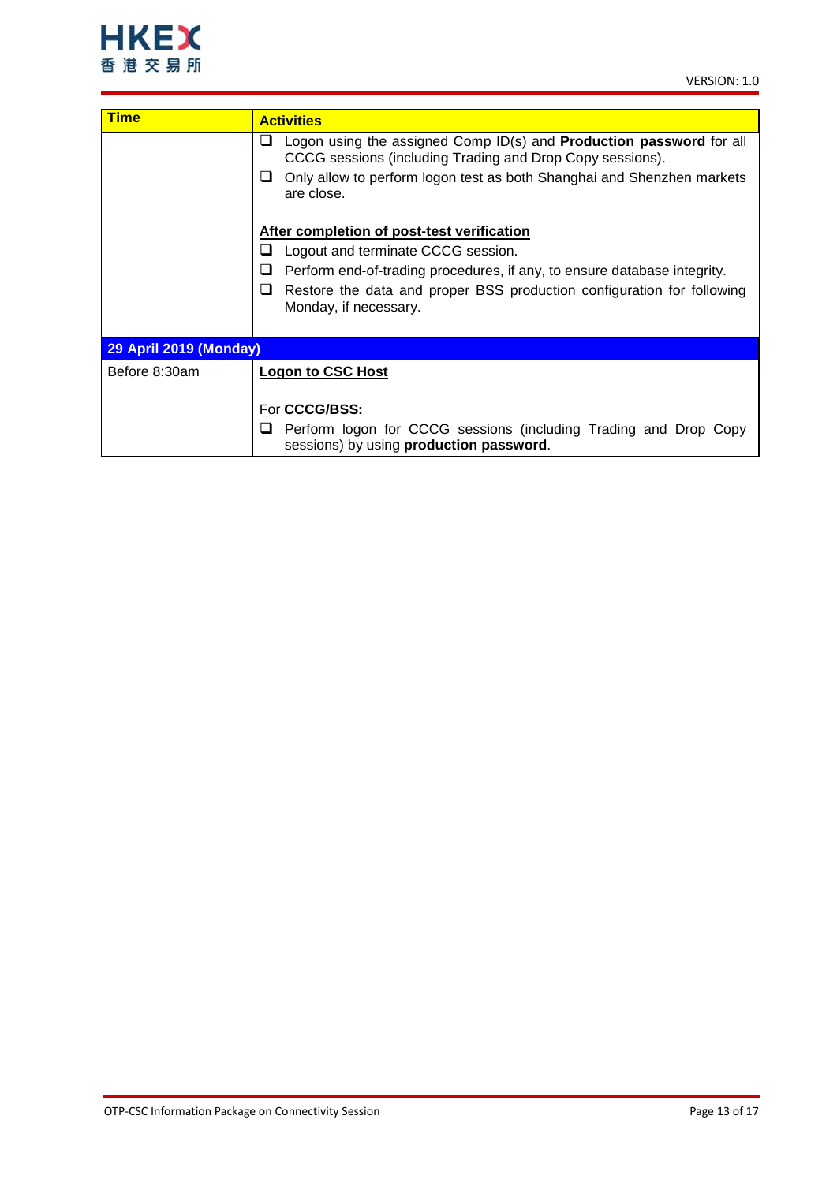| Time | Activities |
|---|---|
| | ❑ Logon using the assigned Comp ID(s) and **Production password** for all CCCG sessions (including Trading and Drop Copy sessions).<br>❑ Only allow to perform logon test as both Shanghai and Shenzhen markets are close.<br><br>**<u>After completion of post-test verification</u>**<br>❑ Logout and terminate CCCG session.<br>❑ Perform end-of-trading procedures, if any, to ensure database integrity.<br>❑ Restore the data and proper BSS production configuration for following Monday, if necessary. |
| **29 April 2019 (Monday)** | |
| Before 8:30am | **<u>Logon to CSC Host</u>**<br><br>For **CCCG/BSS:**<br>❑ Perform logon for CCCG sessions (including Trading and Drop Copy sessions) by using **production password**. |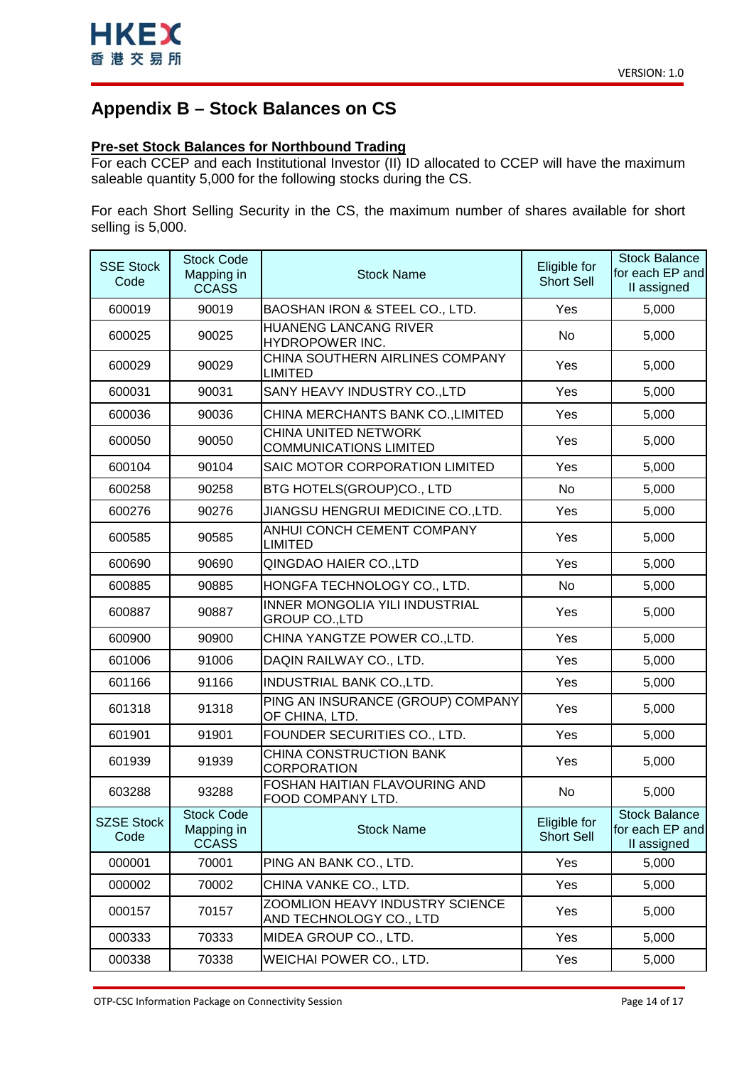## Appendix B – Stock Balances on CS

**Pre-set Stock Balances for Northbound Trading**

For each CCEP and each Institutional Investor (II) ID allocated to CCEP will have the maximum saleable quantity 5,000 for the following stocks during the CS.

For each Short Selling Security in the CS, the maximum number of shares available for short selling is 5,000.

| SSE Stock Code | Stock Code Mapping in CCASS | Stock Name | Eligible for Short Sell | Stock Balance for each EP and II assigned |
|---|---|---|---|---|
| 600019 | 90019 | BAOSHAN IRON & STEEL CO., LTD. | Yes | 5,000 |
| 600025 | 90025 | HUANENG LANCANG RIVER HYDROPOWER INC. | No | 5,000 |
| 600029 | 90029 | CHINA SOUTHERN AIRLINES COMPANY LIMITED | Yes | 5,000 |
| 600031 | 90031 | SANY HEAVY INDUSTRY CO.,LTD | Yes | 5,000 |
| 600036 | 90036 | CHINA MERCHANTS BANK CO.,LIMITED | Yes | 5,000 |
| 600050 | 90050 | CHINA UNITED NETWORK COMMUNICATIONS LIMITED | Yes | 5,000 |
| 600104 | 90104 | SAIC MOTOR CORPORATION LIMITED | Yes | 5,000 |
| 600258 | 90258 | BTG HOTELS(GROUP)CO., LTD | No | 5,000 |
| 600276 | 90276 | JIANGSU HENGRUI MEDICINE CO.,LTD. | Yes | 5,000 |
| 600585 | 90585 | ANHUI CONCH CEMENT COMPANY LIMITED | Yes | 5,000 |
| 600690 | 90690 | QINGDAO HAIER CO.,LTD | Yes | 5,000 |
| 600885 | 90885 | HONGFA TECHNOLOGY CO., LTD. | No | 5,000 |
| 600887 | 90887 | INNER MONGOLIA YILI INDUSTRIAL GROUP CO.,LTD | Yes | 5,000 |
| 600900 | 90900 | CHINA YANGTZE POWER CO.,LTD. | Yes | 5,000 |
| 601006 | 91006 | DAQIN RAILWAY CO., LTD. | Yes | 5,000 |
| 601166 | 91166 | INDUSTRIAL BANK CO.,LTD. | Yes | 5,000 |
| 601318 | 91318 | PING AN INSURANCE (GROUP) COMPANY OF CHINA, LTD. | Yes | 5,000 |
| 601901 | 91901 | FOUNDER SECURITIES CO., LTD. | Yes | 5,000 |
| 601939 | 91939 | CHINA CONSTRUCTION BANK CORPORATION | Yes | 5,000 |
| 603288 | 93288 | FOSHAN HAITIAN FLAVOURING AND FOOD COMPANY LTD. | No | 5,000 |
| **SZSE Stock Code** | **Stock Code Mapping in CCASS** | **Stock Name** | **Eligible for Short Sell** | **Stock Balance for each EP and II assigned** |
| 000001 | 70001 | PING AN BANK CO., LTD. | Yes | 5,000 |
| 000002 | 70002 | CHINA VANKE CO., LTD. | Yes | 5,000 |
| 000157 | 70157 | ZOOMLION HEAVY INDUSTRY SCIENCE AND TECHNOLOGY CO., LTD | Yes | 5,000 |
| 000333 | 70333 | MIDEA GROUP CO., LTD. | Yes | 5,000 |
| 000338 | 70338 | WEICHAI POWER CO., LTD. | Yes | 5,000 |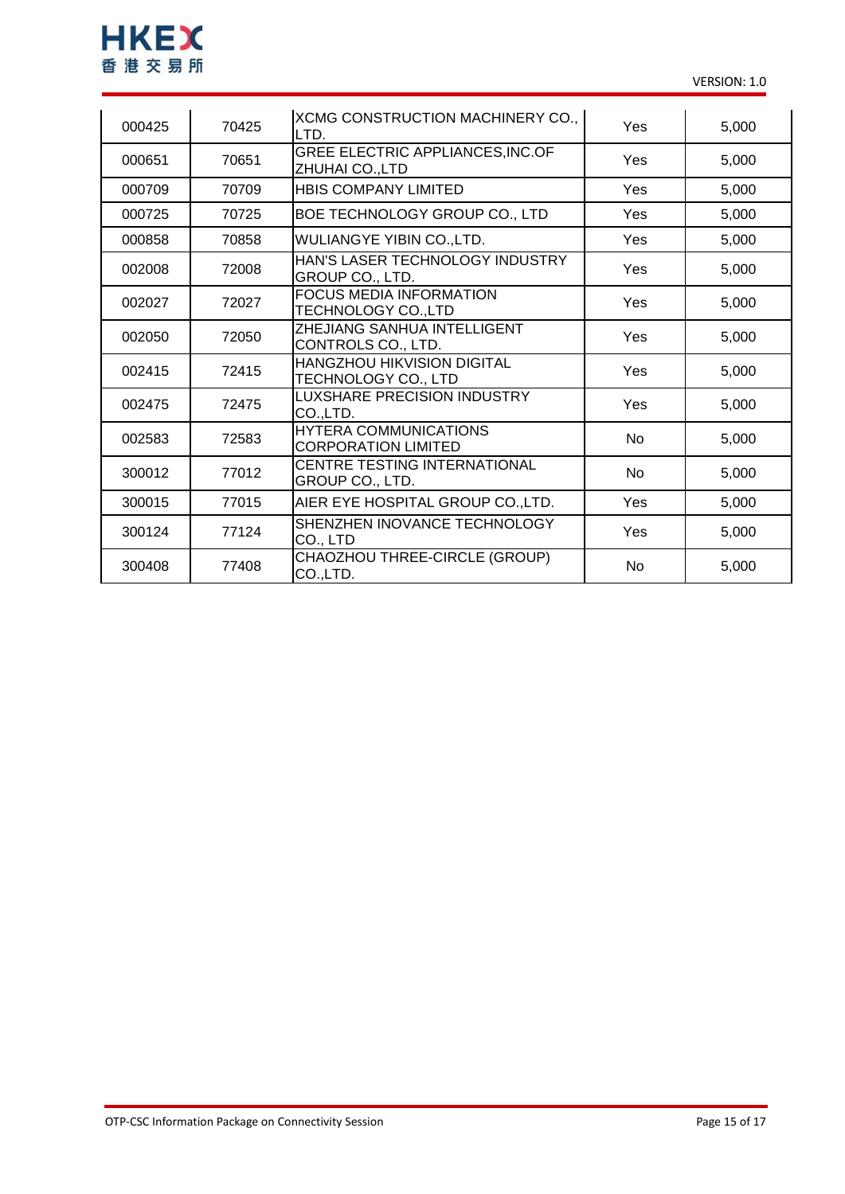| | | | | |
|---|---|---|---|---|
| 000425 | 70425 | XCMG CONSTRUCTION MACHINERY CO., LTD. | Yes | 5,000 |
| 000651 | 70651 | GREE ELECTRIC APPLIANCES,INC.OF ZHUHAI CO.,LTD | Yes | 5,000 |
| 000709 | 70709 | HBIS COMPANY LIMITED | Yes | 5,000 |
| 000725 | 70725 | BOE TECHNOLOGY GROUP CO., LTD | Yes | 5,000 |
| 000858 | 70858 | WULIANGYE YIBIN CO.,LTD. | Yes | 5,000 |
| 002008 | 72008 | HAN'S LASER TECHNOLOGY INDUSTRY GROUP CO., LTD. | Yes | 5,000 |
| 002027 | 72027 | FOCUS MEDIA INFORMATION TECHNOLOGY CO.,LTD | Yes | 5,000 |
| 002050 | 72050 | ZHEJIANG SANHUA INTELLIGENT CONTROLS CO., LTD. | Yes | 5,000 |
| 002415 | 72415 | HANGZHOU HIKVISION DIGITAL TECHNOLOGY CO., LTD | Yes | 5,000 |
| 002475 | 72475 | LUXSHARE PRECISION INDUSTRY CO.,LTD. | Yes | 5,000 |
| 002583 | 72583 | HYTERA COMMUNICATIONS CORPORATION LIMITED | No | 5,000 |
| 300012 | 77012 | CENTRE TESTING INTERNATIONAL GROUP CO., LTD. | No | 5,000 |
| 300015 | 77015 | AIER EYE HOSPITAL GROUP CO.,LTD. | Yes | 5,000 |
| 300124 | 77124 | SHENZHEN INOVANCE TECHNOLOGY CO., LTD | Yes | 5,000 |
| 300408 | 77408 | CHAOZHOU THREE-CIRCLE (GROUP) CO.,LTD. | No | 5,000 |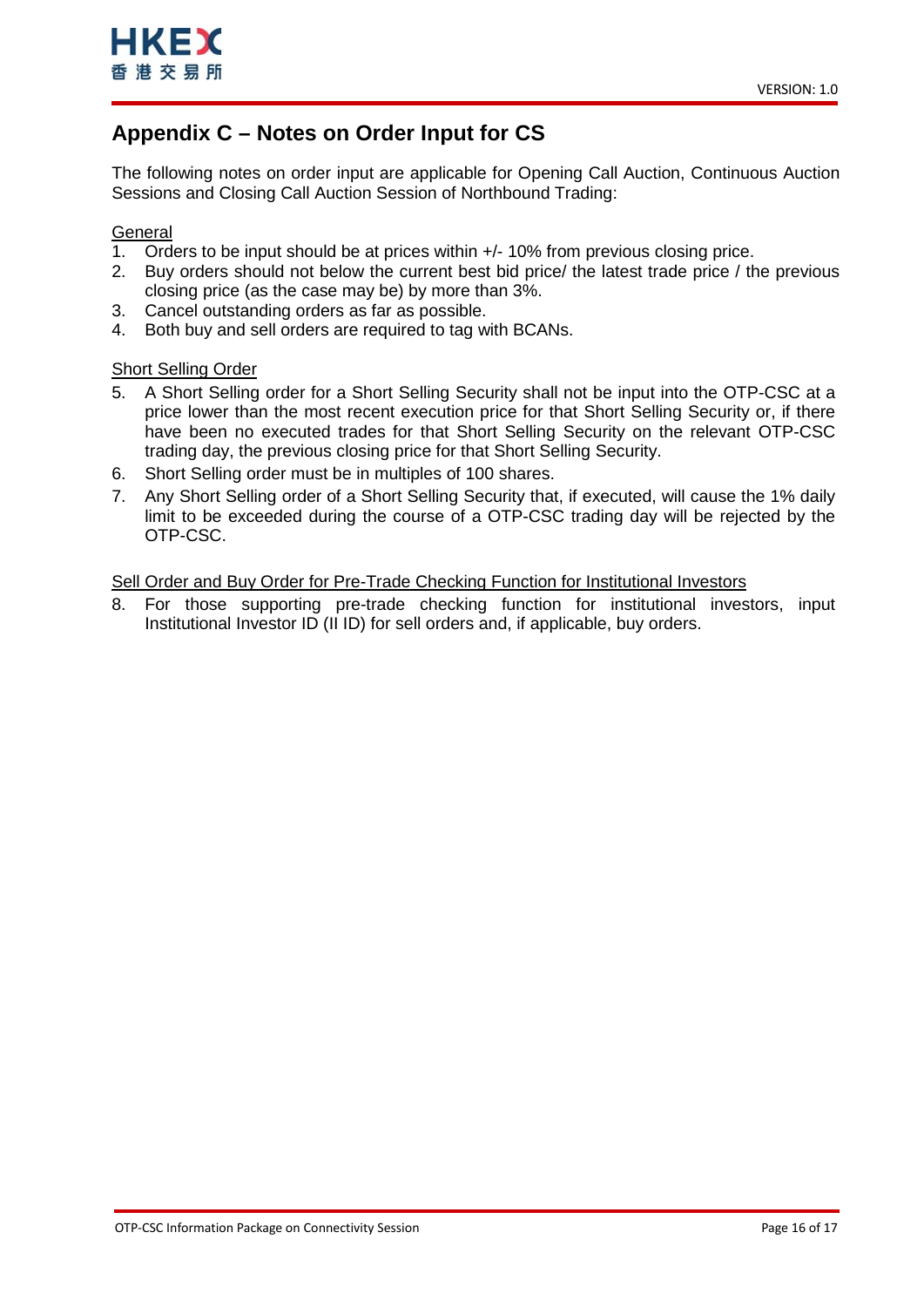# Appendix C – Notes on Order Input for CS

The following notes on order input are applicable for Opening Call Auction, Continuous Auction Sessions and Closing Call Auction Session of Northbound Trading:

General

1. Orders to be input should be at prices within +/- 10% from previous closing price.
2. Buy orders should not below the current best bid price/ the latest trade price / the previous closing price (as the case may be) by more than 3%.
3. Cancel outstanding orders as far as possible.
4. Both buy and sell orders are required to tag with BCANs.

Short Selling Order

5. A Short Selling order for a Short Selling Security shall not be input into the OTP-CSC at a price lower than the most recent execution price for that Short Selling Security or, if there have been no executed trades for that Short Selling Security on the relevant OTP-CSC trading day, the previous closing price for that Short Selling Security.
6. Short Selling order must be in multiples of 100 shares.
7. Any Short Selling order of a Short Selling Security that, if executed, will cause the 1% daily limit to be exceeded during the course of a OTP-CSC trading day will be rejected by the OTP-CSC.

Sell Order and Buy Order for Pre-Trade Checking Function for Institutional Investors

8. For those supporting pre-trade checking function for institutional investors, input Institutional Investor ID (II ID) for sell orders and, if applicable, buy orders.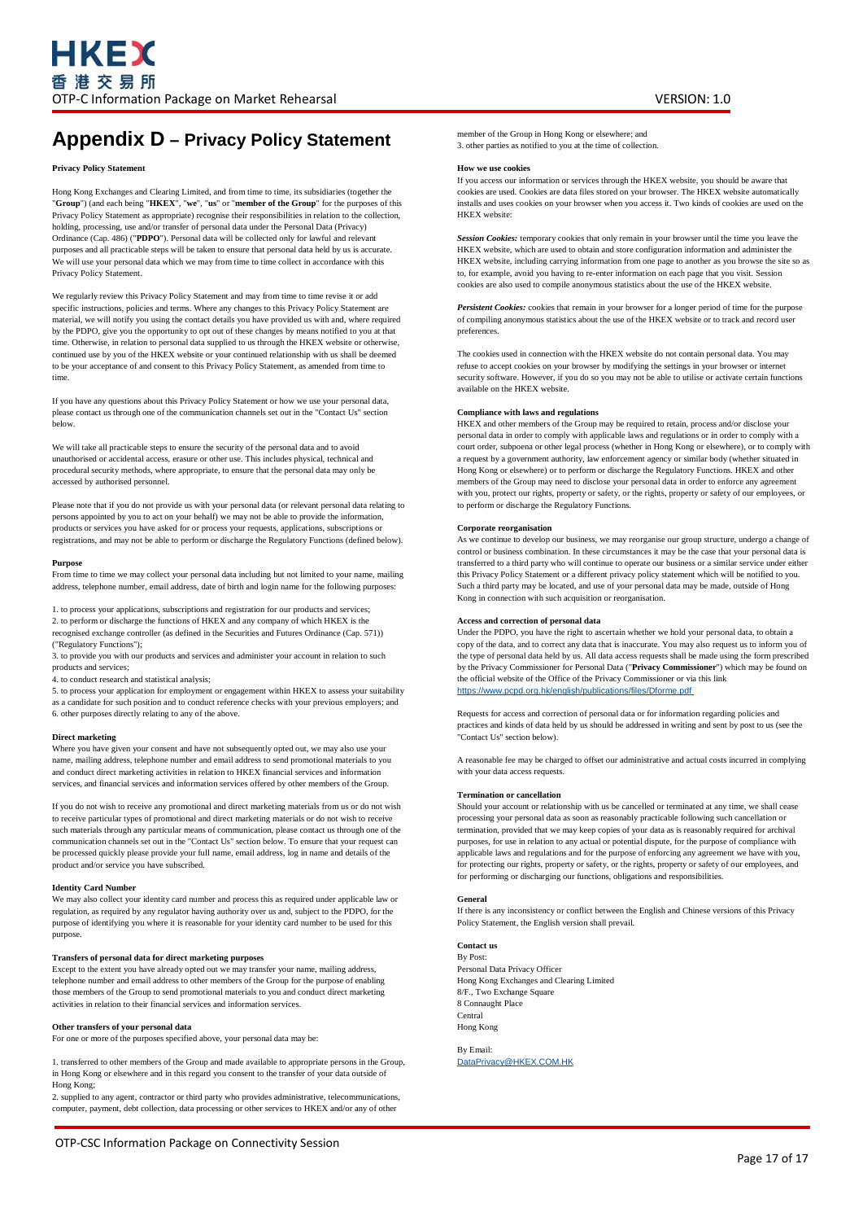# Appendix D – Privacy Policy Statement

**Privacy Policy Statement**

Hong Kong Exchanges and Clearing Limited, and from time to time, its subsidiaries (together the "**Group**") (and each being "**HKEX**", "**we**", "**us**" or "**member of the Group**" for the purposes of this Privacy Policy Statement as appropriate) recognise their responsibilities in relation to the collection, holding, processing, use and/or transfer of personal data under the Personal Data (Privacy) Ordinance (Cap. 486) ("**PDPO**"). Personal data will be collected only for lawful and relevant purposes and all practicable steps will be taken to ensure that personal data held by us is accurate. We will use your personal data which we may from time to time collect in accordance with this Privacy Policy Statement.

We regularly review this Privacy Policy Statement and may from time to time revise it or add specific instructions, policies and terms. Where any changes to this Privacy Policy Statement are material, we will notify you using the contact details you have provided us with and, where required by the PDPO, give you the opportunity to opt out of these changes by means notified to you at that time. Otherwise, in relation to personal data supplied to us through the HKEX website or otherwise, continued use by you of the HKEX website or your continued relationship with us shall be deemed to be your acceptance of and consent to this Privacy Policy Statement, as amended from time to time.

If you have any questions about this Privacy Policy Statement or how we use your personal data, please contact us through one of the communication channels set out in the "Contact Us" section below.

We will take all practicable steps to ensure the security of the personal data and to avoid unauthorised or accidental access, erasure or other use. This includes physical, technical and procedural security methods, where appropriate, to ensure that the personal data may only be accessed by authorised personnel.

Please note that if you do not provide us with your personal data (or relevant personal data relating to persons appointed by you to act on your behalf) we may not be able to provide the information, products or services you have asked for or process your requests, applications, subscriptions or registrations, and may not be able to perform or discharge the Regulatory Functions (defined below).

**Purpose**

From time to time we may collect your personal data including but not limited to your name, mailing address, telephone number, email address, date of birth and login name for the following purposes:

1. to process your applications, subscriptions and registration for our products and services;
2. to perform or discharge the functions of HKEX and any company of which HKEX is the recognised exchange controller (as defined in the Securities and Futures Ordinance (Cap. 571)) ("Regulatory Functions");
3. to provide you with our products and services and administer your account in relation to such products and services;
4. to conduct research and statistical analysis;
5. to process your application for employment or engagement within HKEX to assess your suitability as a candidate for such position and to conduct reference checks with your previous employers; and
6. other purposes directly relating to any of the above.

**Direct marketing**

Where you have given your consent and have not subsequently opted out, we may also use your name, mailing address, telephone number and email address to send promotional materials to you and conduct direct marketing activities in relation to HKEX financial services and information services, and financial services and information services offered by other members of the Group.

If you do not wish to receive any promotional and direct marketing materials from us or do not wish to receive particular types of promotional and direct marketing materials or do not wish to receive such materials through any particular means of communication, please contact us through one of the communication channels set out in the "Contact Us" section below. To ensure that your request can be processed quickly please provide your full name, email address, log in name and details of the product and/or service you have subscribed.

**Identity Card Number**

We may also collect your identity card number and process this as required under applicable law or regulation, as required by any regulator having authority over us and, subject to the PDPO, for the purpose of identifying you where it is reasonable for your identity card number to be used for this purpose.

**Transfers of personal data for direct marketing purposes**

Except to the extent you have already opted out we may transfer your name, mailing address, telephone number and email address to other members of the Group for the purpose of enabling those members of the Group to send promotional materials to you and conduct direct marketing activities in relation to their financial services and information services.

**Other transfers of your personal data**

For one or more of the purposes specified above, your personal data may be:

1. transferred to other members of the Group and made available to appropriate persons in the Group, in Hong Kong or elsewhere and in this regard you consent to the transfer of your data outside of Hong Kong;
2. supplied to any agent, contractor or third party who provides administrative, telecommunications, computer, payment, debt collection, data processing or other services to HKEX and/or any of other member of the Group in Hong Kong or elsewhere; and
3. other parties as notified to you at the time of collection.

**How we use cookies**

If you access our information or services through the HKEX website, you should be aware that cookies are used. Cookies are data files stored on your browser. The HKEX website automatically installs and uses cookies on your browser when you access it. Two kinds of cookies are used on the HKEX website:

***Session Cookies:*** temporary cookies that only remain in your browser until the time you leave the HKEX website, which are used to obtain and store configuration information and administer the HKEX website, including carrying information from one page to another as you browse the site so as to, for example, avoid you having to re-enter information on each page that you visit. Session cookies are also used to compile anonymous statistics about the use of the HKEX website.

***Persistent Cookies:*** cookies that remain in your browser for a longer period of time for the purpose of compiling anonymous statistics about the use of the HKEX website or to track and record user preferences.

The cookies used in connection with the HKEX website do not contain personal data. You may refuse to accept cookies on your browser by modifying the settings in your browser or internet security software. However, if you do so you may not be able to utilise or activate certain functions available on the HKEX website.

**Compliance with laws and regulations**

HKEX and other members of the Group may be required to retain, process and/or disclose your personal data in order to comply with applicable laws and regulations or in order to comply with a court order, subpoena or other legal process (whether in Hong Kong or elsewhere), or to comply with a request by a government authority, law enforcement agency or similar body (whether situated in Hong Kong or elsewhere) or to perform or discharge the Regulatory Functions. HKEX and other members of the Group may need to disclose your personal data in order to enforce any agreement with you, protect our rights, property or safety, or the rights, property or safety of our employees, or to perform or discharge the Regulatory Functions.

**Corporate reorganisation**

As we continue to develop our business, we may reorganise our group structure, undergo a change of control or business combination. In these circumstances it may be the case that your personal data is transferred to a third party who will continue to operate our business or a similar service under either this Privacy Policy Statement or a different privacy policy statement which will be notified to you. Such a third party may be located, and use of your personal data may be made, outside of Hong Kong in connection with such acquisition or reorganisation.

**Access and correction of personal data**

Under the PDPO, you have the right to ascertain whether we hold your personal data, to obtain a copy of the data, and to correct any data that is inaccurate. You may also request us to inform you of the type of personal data held by us. All data access requests shall be made using the form prescribed by the Privacy Commissioner for Personal Data ("**Privacy Commissioner**") which may be found on the official website of the Office of the Privacy Commissioner or via this link https://www.pcpd.org.hk/english/publications/files/Dforme.pdf

Requests for access and correction of personal data or for information regarding policies and practices and kinds of data held by us should be addressed in writing and sent by post to us (see the "Contact Us" section below).

A reasonable fee may be charged to offset our administrative and actual costs incurred in complying with your data access requests.

**Termination or cancellation**

Should your account or relationship with us be cancelled or terminated at any time, we shall cease processing your personal data as soon as reasonably practicable following such cancellation or termination, provided that we may keep copies of your data as is reasonably required for archival purposes, for use in relation to any actual or potential dispute, for the purpose of compliance with applicable laws and regulations and for the purpose of enforcing any agreement we have with you, for protecting our rights, property or safety, or the rights, property or safety of our employees, and for performing or discharging our functions, obligations and responsibilities.

**General**

If there is any inconsistency or conflict between the English and Chinese versions of this Privacy Policy Statement, the English version shall prevail.

**Contact us**

By Post:
Personal Data Privacy Officer
Hong Kong Exchanges and Clearing Limited
8/F., Two Exchange Square
8 Connaught Place
Central
Hong Kong

By Email:
DataPrivacy@HKEX.COM.HK